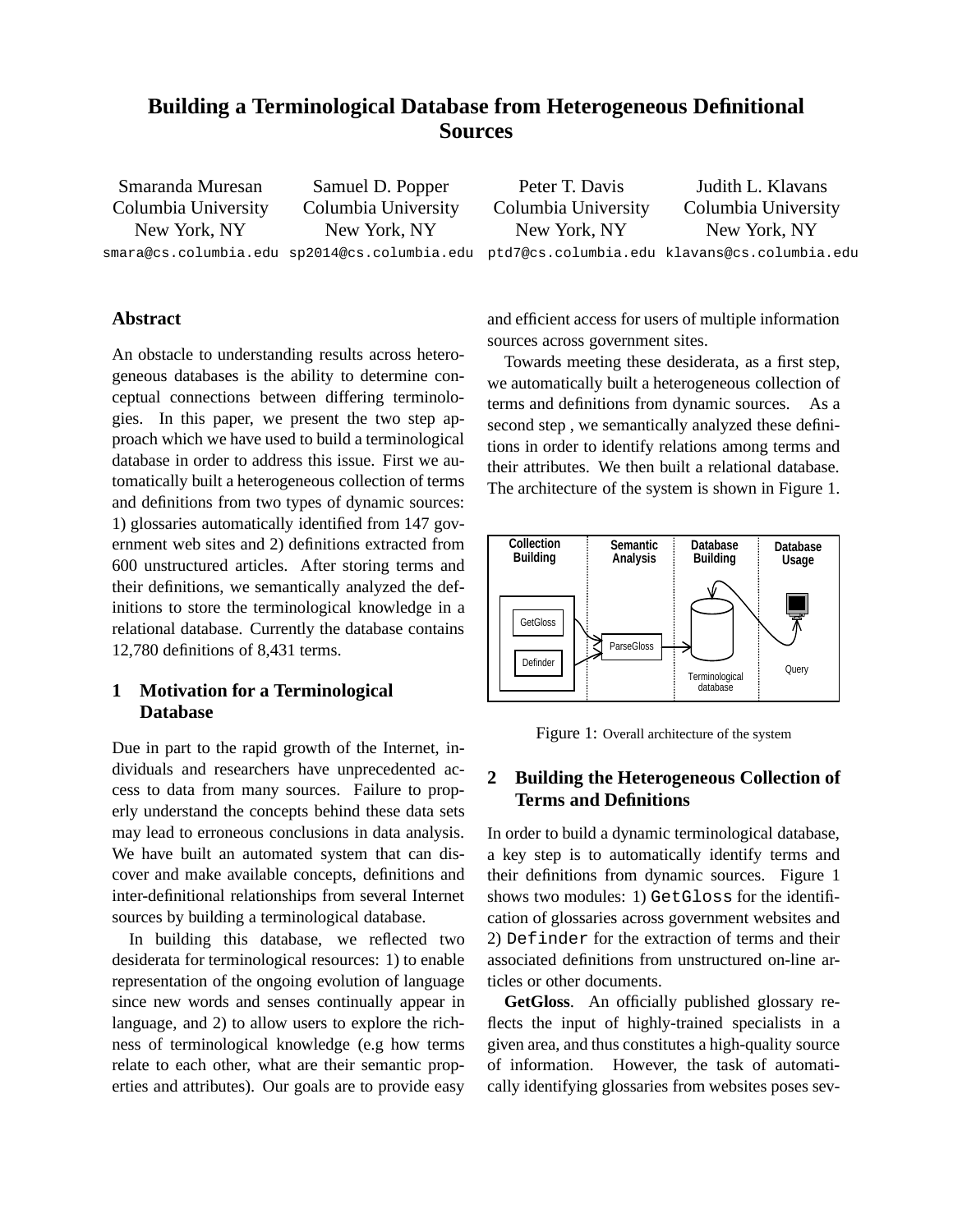# Building a Terminological Database from Heterogeneous Definitional Sources

| Smaranda Muresan | Samuel D. Popper | Peter T. Davis | Judith L. Klavans |
|---|---|---|---|
| Columbia University | Columbia University | Columbia University | Columbia University |
| New York, NY | New York, NY | New York, NY | New York, NY |
| smara@cs.columbia.edu | sp2014@cs.columbia.edu | ptd7@cs.columbia.edu | klavans@cs.columbia.edu |

### Abstract

An obstacle to understanding results across heterogeneous databases is the ability to determine conceptual connections between differing terminologies. In this paper, we present the two step approach which we have used to build a terminological database in order to address this issue. First we automatically built a heterogeneous collection of terms and definitions from two types of dynamic sources: 1) glossaries automatically identified from 147 government web sites and 2) definitions extracted from 600 unstructured articles. After storing terms and their definitions, we semantically analyzed the definitions to store the terminological knowledge in a relational database. Currently the database contains 12,780 definitions of 8,431 terms.

## 1 Motivation for a Terminological Database

Due in part to the rapid growth of the Internet, individuals and researchers have unprecedented access to data from many sources. Failure to properly understand the concepts behind these data sets may lead to erroneous conclusions in data analysis. We have built an automated system that can discover and make available concepts, definitions and inter-definitional relationships from several Internet sources by building a terminological database.

In building this database, we reflected two desiderata for terminological resources: 1) to enable representation of the ongoing evolution of language since new words and senses continually appear in language, and 2) to allow users to explore the richness of terminological knowledge (e.g how terms relate to each other, what are their semantic properties and attributes). Our goals are to provide easy and efficient access for users of multiple information sources across government sites.

Towards meeting these desiderata, as a first step, we automatically built a heterogeneous collection of terms and definitions from dynamic sources. As a second step , we semantically analyzed these definitions in order to identify relations among terms and their attributes. We then built a relational database. The architecture of the system is shown in Figure 1.

Figure 1: Overall architecture of the system

## 2 Building the Heterogeneous Collection of Terms and Definitions

In order to build a dynamic terminological database, a key step is to automatically identify terms and their definitions from dynamic sources. Figure 1 shows two modules: 1) `GetGloss` for the identification of glossaries across government websites and 2) `Definder` for the extraction of terms and their associated definitions from unstructured on-line articles or other documents.

**GetGloss**. An officially published glossary reflects the input of highly-trained specialists in a given area, and thus constitutes a high-quality source of information. However, the task of automatically identifying glossaries from websites poses sev-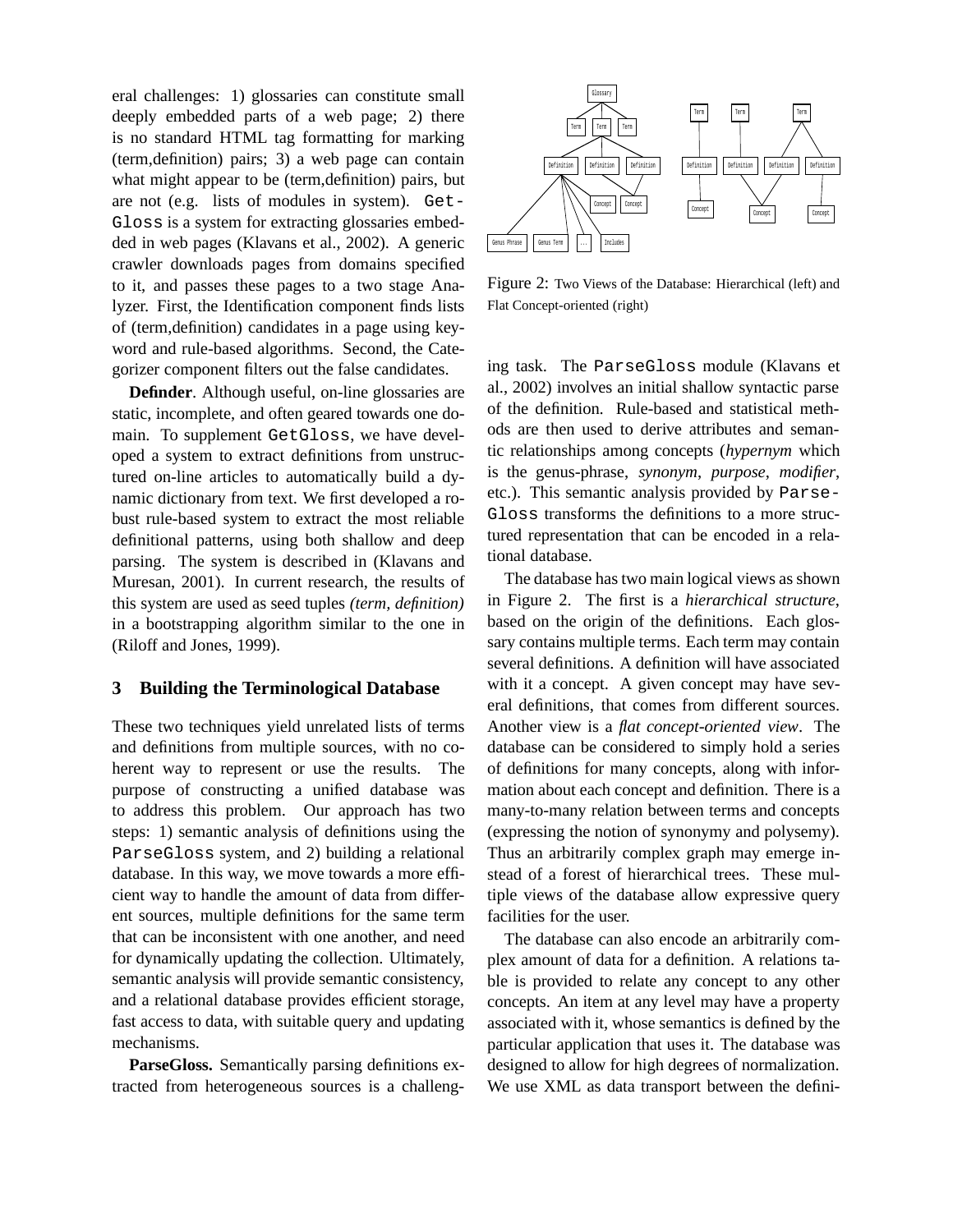eral challenges: 1) glossaries can constitute small deeply embedded parts of a web page; 2) there is no standard HTML tag formatting for marking (term,definition) pairs; 3) a web page can contain what might appear to be (term,definition) pairs, but are not (e.g. lists of modules in system). GetGloss is a system for extracting glossaries embedded in web pages (Klavans et al., 2002). A generic crawler downloads pages from domains specified to it, and passes these pages to a two stage Analyzer. First, the Identification component finds lists of (term,definition) candidates in a page using keyword and rule-based algorithms. Second, the Categorizer component filters out the false candidates.

**Definder**. Although useful, on-line glossaries are static, incomplete, and often geared towards one domain. To supplement GetGloss, we have developed a system to extract definitions from unstructured on-line articles to automatically build a dynamic dictionary from text. We first developed a robust rule-based system to extract the most reliable definitional patterns, using both shallow and deep parsing. The system is described in (Klavans and Muresan, 2001). In current research, the results of this system are used as seed tuples *(term, definition)* in a bootstrapping algorithm similar to the one in (Riloff and Jones, 1999).

## 3 Building the Terminological Database

These two techniques yield unrelated lists of terms and definitions from multiple sources, with no coherent way to represent or use the results. The purpose of constructing a unified database was to address this problem. Our approach has two steps: 1) semantic analysis of definitions using the ParseGloss system, and 2) building a relational database. In this way, we move towards a more efficient way to handle the amount of data from different sources, multiple definitions for the same term that can be inconsistent with one another, and need for dynamically updating the collection. Ultimately, semantic analysis will provide semantic consistency, and a relational database provides efficient storage, fast access to data, with suitable query and updating mechanisms.

**ParseGloss.** Semantically parsing definitions extracted from heterogeneous sources is a challenging task. The ParseGloss module (Klavans et al., 2002) involves an initial shallow syntactic parse of the definition. Rule-based and statistical methods are then used to derive attributes and semantic relationships among concepts (*hypernym* which is the genus-phrase, *synonym*, *purpose*, *modifier*, etc.). This semantic analysis provided by ParseGloss transforms the definitions to a more structured representation that can be encoded in a relational database.

Figure 2: Two Views of the Database: Hierarchical (left) and Flat Concept-oriented (right)

The database has two main logical views as shown in Figure 2. The first is a *hierarchical structure*, based on the origin of the definitions. Each glossary contains multiple terms. Each term may contain several definitions. A definition will have associated with it a concept. A given concept may have several definitions, that comes from different sources. Another view is a *flat concept-oriented view*. The database can be considered to simply hold a series of definitions for many concepts, along with information about each concept and definition. There is a many-to-many relation between terms and concepts (expressing the notion of synonymy and polysemy). Thus an arbitrarily complex graph may emerge instead of a forest of hierarchical trees. These multiple views of the database allow expressive query facilities for the user.

The database can also encode an arbitrarily complex amount of data for a definition. A relations table is provided to relate any concept to any other concepts. An item at any level may have a property associated with it, whose semantics is defined by the particular application that uses it. The database was designed to allow for high degrees of normalization. We use XML as data transport between the defini-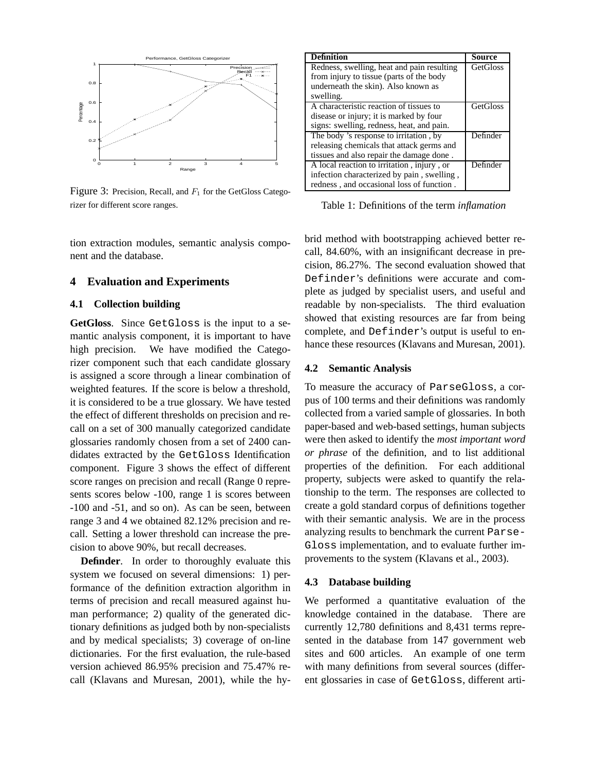Figure 3: Precision, Recall, and $F_1$ for the GetGloss Categorizer for different score ranges.

| Definition | Source |
|---|---|
| Redness, swelling, heat and pain resulting from injury to tissue (parts of the body underneath the skin). Also known as swelling. | GetGloss |
| A characteristic reaction of tissues to disease or injury; it is marked by four signs: swelling, redness, heat, and pain. | GetGloss |
| The body 's response to irritation , by releasing chemicals that attack germs and tissues and also repair the damage done . | Definder |
| A local reaction to irritation , injury , or infection characterized by pain , swelling , redness , and occasional loss of function . | Definder |

Table 1: Definitions of the term *inflamation*

tion extraction modules, semantic analysis component and the database.

## 4 Evaluation and Experiments

### 4.1 Collection building

**GetGloss**. Since GetGloss is the input to a semantic analysis component, it is important to have high precision. We have modified the Categorizer component such that each candidate glossary is assigned a score through a linear combination of weighted features. If the score is below a threshold, it is considered to be a true glossary. We have tested the effect of different thresholds on precision and recall on a set of 300 manually categorized candidate glossaries randomly chosen from a set of 2400 candidates extracted by the GetGloss Identification component. Figure 3 shows the effect of different score ranges on precision and recall (Range 0 represents scores below -100, range 1 is scores between -100 and -51, and so on). As can be seen, between range 3 and 4 we obtained 82.12% precision and recall. Setting a lower threshold can increase the precision to above 90%, but recall decreases.

**Definder**. In order to thoroughly evaluate this system we focused on several dimensions: 1) performance of the definition extraction algorithm in terms of precision and recall measured against human performance; 2) quality of the generated dictionary definitions as judged both by non-specialists and by medical specialists; 3) coverage of on-line dictionaries. For the first evaluation, the rule-based version achieved 86.95% precision and 75.47% recall (Klavans and Muresan, 2001), while the hybrid method with bootstrapping achieved better recall, 84.60%, with an insignificant decrease in precision, 86.27%. The second evaluation showed that Definder's definitions were accurate and complete as judged by specialist users, and useful and readable by non-specialists. The third evaluation showed that existing resources are far from being complete, and Definder's output is useful to enhance these resources (Klavans and Muresan, 2001).

### 4.2 Semantic Analysis

To measure the accuracy of ParseGloss, a corpus of 100 terms and their definitions was randomly collected from a varied sample of glossaries. In both paper-based and web-based settings, human subjects were then asked to identify the *most important word or phrase* of the definition, and to list additional properties of the definition. For each additional property, subjects were asked to quantify the relationship to the term. The responses are collected to create a gold standard corpus of definitions together with their semantic analysis. We are in the process analyzing results to benchmark the current ParseGloss implementation, and to evaluate further improvements to the system (Klavans et al., 2003).

### 4.3 Database building

We performed a quantitative evaluation of the knowledge contained in the database. There are currently 12,780 definitions and 8,431 terms represented in the database from 147 government web sites and 600 articles. An example of one term with many definitions from several sources (different glossaries in case of GetGloss, different arti-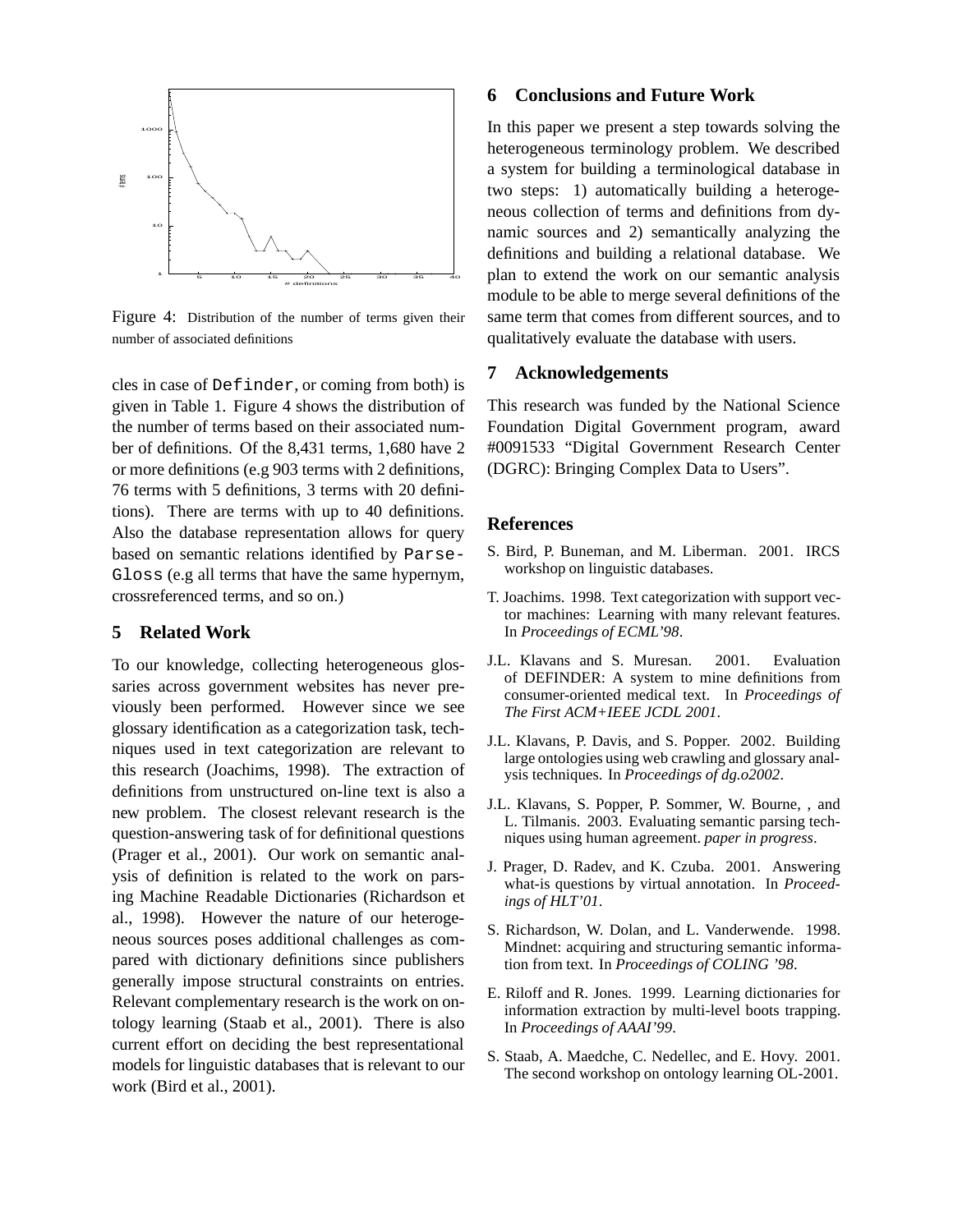1000

100

10

1

# terms

5 10 15 20 25 30 35 40

# definitions

Figure 4: Distribution of the number of terms given their number of associated definitions

cles in case of Definder, or coming from both) is given in Table 1. Figure 4 shows the distribution of the number of terms based on their associated number of definitions. Of the 8,431 terms, 1,680 have 2 or more definitions (e.g 903 terms with 2 definitions, 76 terms with 5 definitions, 3 terms with 20 definitions). There are terms with up to 40 definitions. Also the database representation allows for query based on semantic relations identified by Parse-Gloss (e.g all terms that have the same hypernym, crossreferenced terms, and so on.)

## 5 Related Work

To our knowledge, collecting heterogeneous glossaries across government websites has never previously been performed. However since we see glossary identification as a categorization task, techniques used in text categorization are relevant to this research (Joachims, 1998). The extraction of definitions from unstructured on-line text is also a new problem. The closest relevant research is the question-answering task of for definitional questions (Prager et al., 2001). Our work on semantic analysis of definition is related to the work on parsing Machine Readable Dictionaries (Richardson et al., 1998). However the nature of our heterogeneous sources poses additional challenges as compared with dictionary definitions since publishers generally impose structural constraints on entries. Relevant complementary research is the work on ontology learning (Staab et al., 2001). There is also current effort on deciding the best representational models for linguistic databases that is relevant to our work (Bird et al., 2001).

## 6 Conclusions and Future Work

In this paper we present a step towards solving the heterogeneous terminology problem. We described a system for building a terminological database in two steps: 1) automatically building a heterogeneous collection of terms and definitions from dynamic sources and 2) semantically analyzing the definitions and building a relational database. We plan to extend the work on our semantic analysis module to be able to merge several definitions of the same term that comes from different sources, and to qualitatively evaluate the database with users.

## 7 Acknowledgements

This research was funded by the National Science Foundation Digital Government program, award #0091533 "Digital Government Research Center (DGRC): Bringing Complex Data to Users".

## References

S. Bird, P. Buneman, and M. Liberman. 2001. IRCS workshop on linguistic databases.

T. Joachims. 1998. Text categorization with support vector machines: Learning with many relevant features. In *Proceedings of ECML'98*.

J.L. Klavans and S. Muresan. 2001. Evaluation of DEFINDER: A system to mine definitions from consumer-oriented medical text. In *Proceedings of The First ACM+IEEE JCDL 2001*.

J.L. Klavans, P. Davis, and S. Popper. 2002. Building large ontologies using web crawling and glossary analysis techniques. In *Proceedings of dg.o2002*.

J.L. Klavans, S. Popper, P. Sommer, W. Bourne, , and L. Tilmanis. 2003. Evaluating semantic parsing techniques using human agreement. *paper in progress*.

J. Prager, D. Radev, and K. Czuba. 2001. Answering what-is questions by virtual annotation. In *Proceedings of HLT'01*.

S. Richardson, W. Dolan, and L. Vanderwende. 1998. Mindnet: acquiring and structuring semantic information from text. In *Proceedings of COLING '98*.

E. Riloff and R. Jones. 1999. Learning dictionaries for information extraction by multi-level boots trapping. In *Proceedings of AAAI'99*.

S. Staab, A. Maedche, C. Nedellec, and E. Hovy. 2001. The second workshop on ontology learning OL-2001.